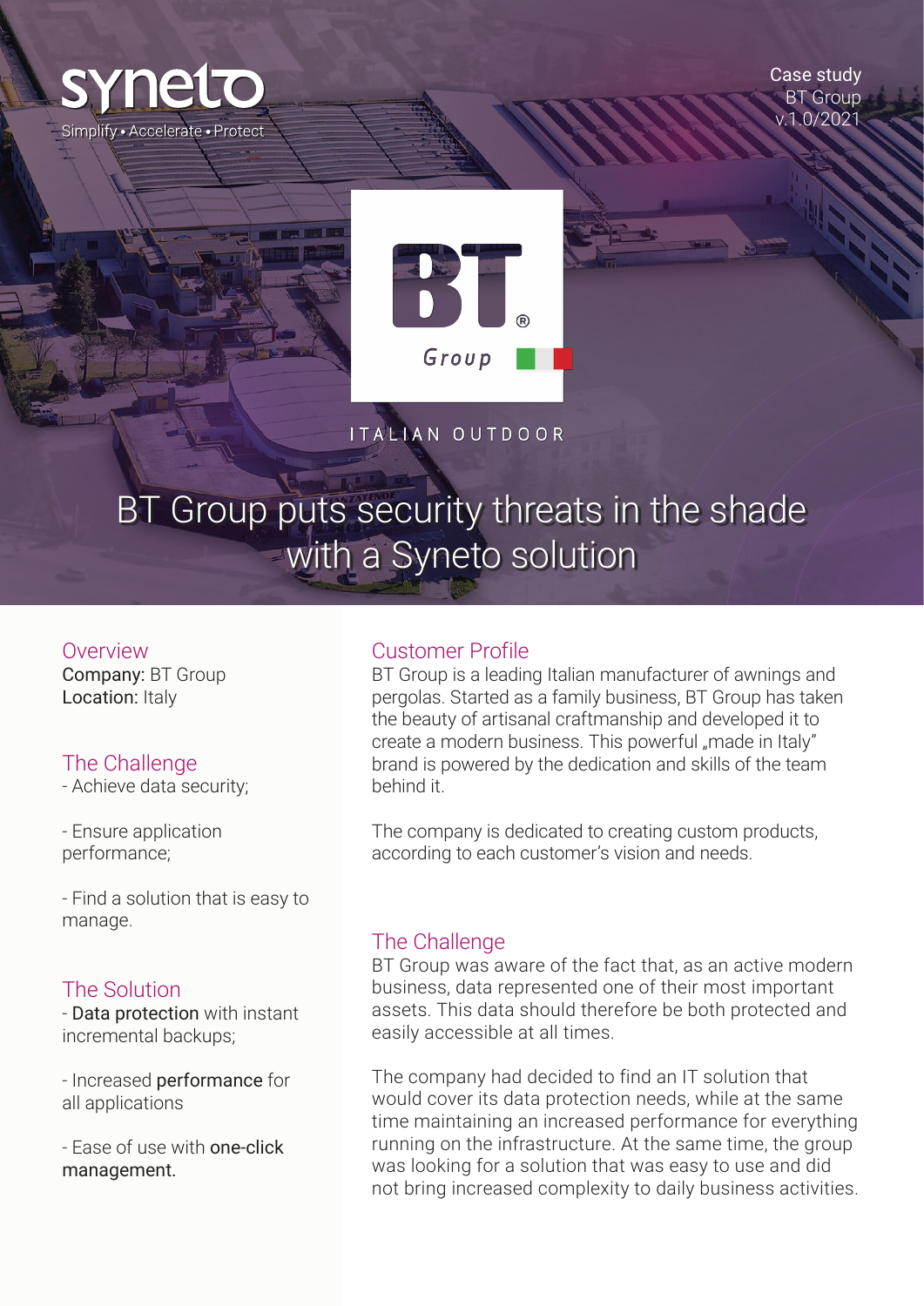synelo

Simplify • Accelerate • Protect

Case study
BT Group
v.1.0/2021

ITALIAN OUTDOOR

# BT Group puts security threats in the shade with a Syneto solution

## Overview

**Company:** BT Group
**Location:** Italy

## The Challenge

- Achieve data security;

- Ensure application performance;

- Find a solution that is easy to manage.

## The Solution

- **Data protection** with instant incremental backups;

- Increased **performance** for all applications

- Ease of use with **one-click management.**

## Customer Profile

BT Group is a leading Italian manufacturer of awnings and pergolas. Started as a family business, BT Group has taken the beauty of artisanal craftmanship and developed it to create a modern business. This powerful „made in Italy" brand is powered by the dedication and skills of the team behind it.

The company is dedicated to creating custom products, according to each customer's vision and needs.

## The Challenge

BT Group was aware of the fact that, as an active modern business, data represented one of their most important assets. This data should therefore be both protected and easily accessible at all times.

The company had decided to find an IT solution that would cover its data protection needs, while at the same time maintaining an increased performance for everything running on the infrastructure. At the same time, the group was looking for a solution that was easy to use and did not bring increased complexity to daily business activities.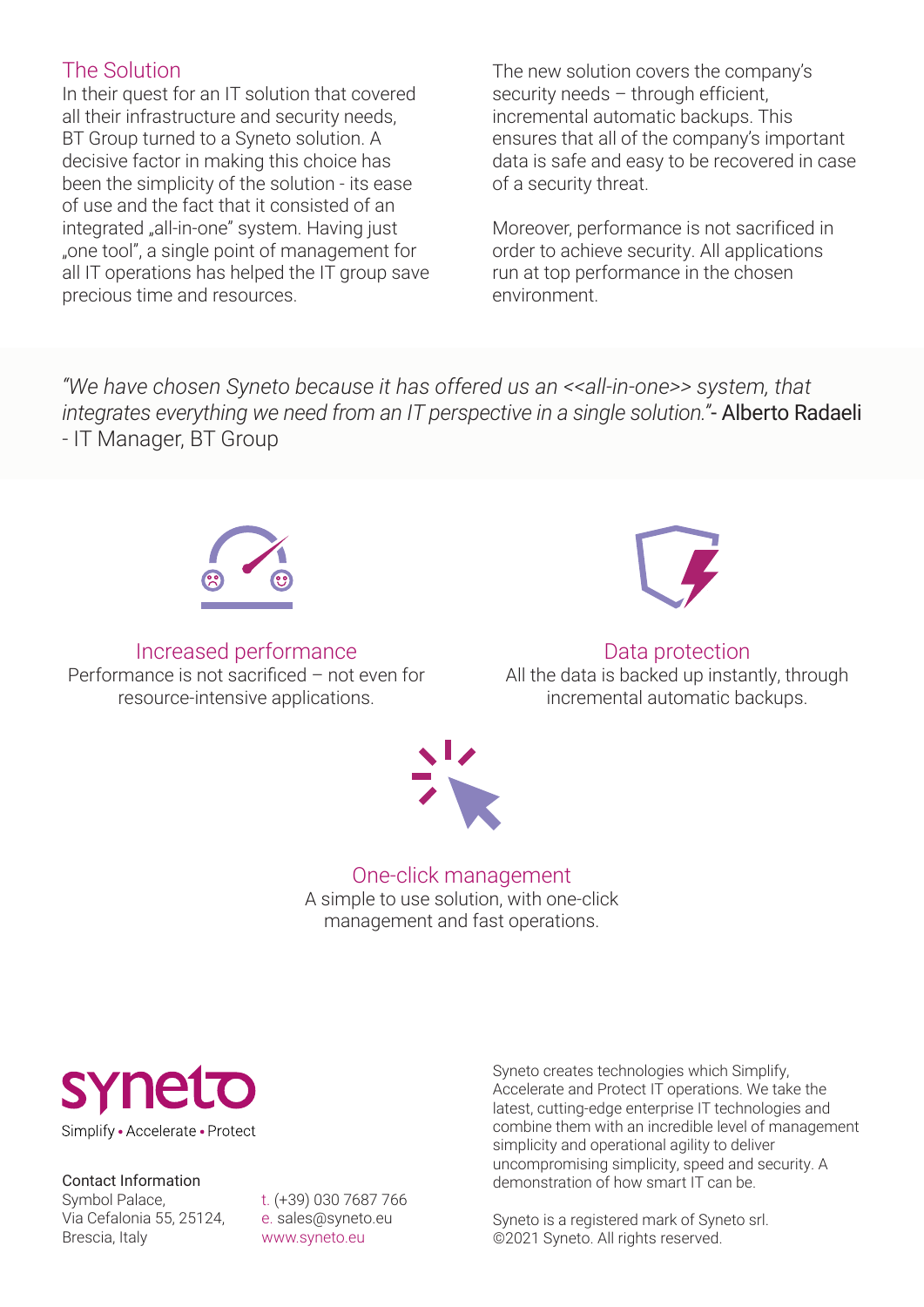## The Solution

In their quest for an IT solution that covered all their infrastructure and security needs, BT Group turned to a Syneto solution. A decisive factor in making this choice has been the simplicity of the solution - its ease of use and the fact that it consisted of an integrated „all-in-one" system. Having just „one tool", a single point of management for all IT operations has helped the IT group save precious time and resources.

The new solution covers the company's security needs – through efficient, incremental automatic backups. This ensures that all of the company's important data is safe and easy to be recovered in case of a security threat.

Moreover, performance is not sacrificed in order to achieve security. All applications run at top performance in the chosen environment.

*"We have chosen Syneto because it has offered us an <<all-in-one>> system, that integrates everything we need from an IT perspective in a single solution."*- Alberto Radaeli - IT Manager, BT Group

### Increased performance

Performance is not sacrificed – not even for resource-intensive applications.

### Data protection

All the data is backed up instantly, through incremental automatic backups.

### One-click management

A simple to use solution, with one-click management and fast operations.

syneto

Simplify • Accelerate • Protect

Contact Information
Symbol Palace,
Via Cefalonia 55, 25124,
Brescia, Italy

t. (+39) 030 7687 766
e. sales@syneto.eu
www.syneto.eu

Syneto creates technologies which Simplify, Accelerate and Protect IT operations. We take the latest, cutting-edge enterprise IT technologies and combine them with an incredible level of management simplicity and operational agility to deliver uncompromising simplicity, speed and security. A demonstration of how smart IT can be.

Syneto is a registered mark of Syneto srl.
©2021 Syneto. All rights reserved.